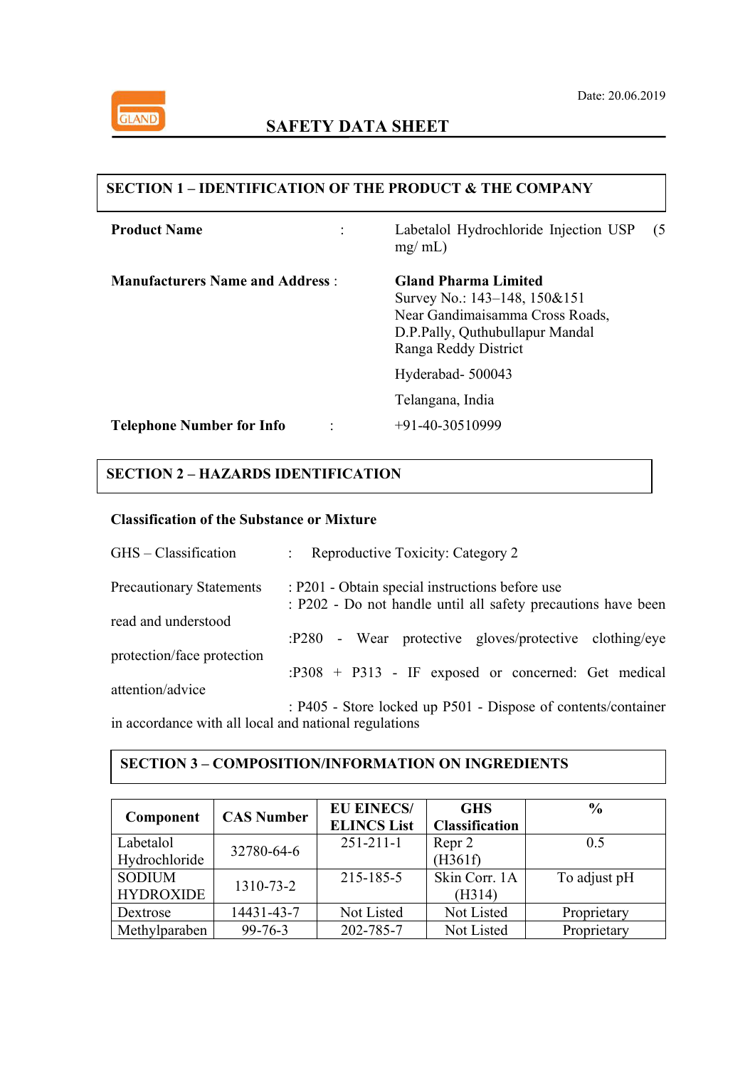Date: 20.06.2019

# SAFETY DATA SHEET

## SECTION 1 – IDENTIFICATION OF THE PRODUCT & THE COMPANY

**Product Name** : Labetalol Hydrochloride Injection USP (5 mg/ mL)

**Manufacturers Name and Address** : **Gland Pharma Limited**
Survey No.: 143–148, 150&151
Near Gandimaisamma Cross Roads,
D.P.Pally, Quthubullapur Mandal
Ranga Reddy District

Hyderabad- 500043

Telangana, India

**Telephone Number for Info** : +91-40-30510999

## SECTION 2 – HAZARDS IDENTIFICATION

**Classification of the Substance or Mixture**

GHS – Classification : Reproductive Toxicity: Category 2

Precautionary Statements : P201 - Obtain special instructions before use
: P202 - Do not handle until all safety precautions have been read and understood
:P280 - Wear protective gloves/protective clothing/eye protection/face protection
:P308 + P313 - IF exposed or concerned: Get medical attention/advice
: P405 - Store locked up P501 - Dispose of contents/container in accordance with all local and national regulations

## SECTION 3 – COMPOSITION/INFORMATION ON INGREDIENTS

| Component | CAS Number | EU EINECS/ ELINCS List | GHS Classification | % |
|---|---|---|---|---|
| Labetalol Hydrochloride | 32780-64-6 | 251-211-1 | Repr 2 (H361f) | 0.5 |
| SODIUM HYDROXIDE | 1310-73-2 | 215-185-5 | Skin Corr. 1A (H314) | To adjust pH |
| Dextrose | 14431-43-7 | Not Listed | Not Listed | Proprietary |
| Methylparaben | 99-76-3 | 202-785-7 | Not Listed | Proprietary |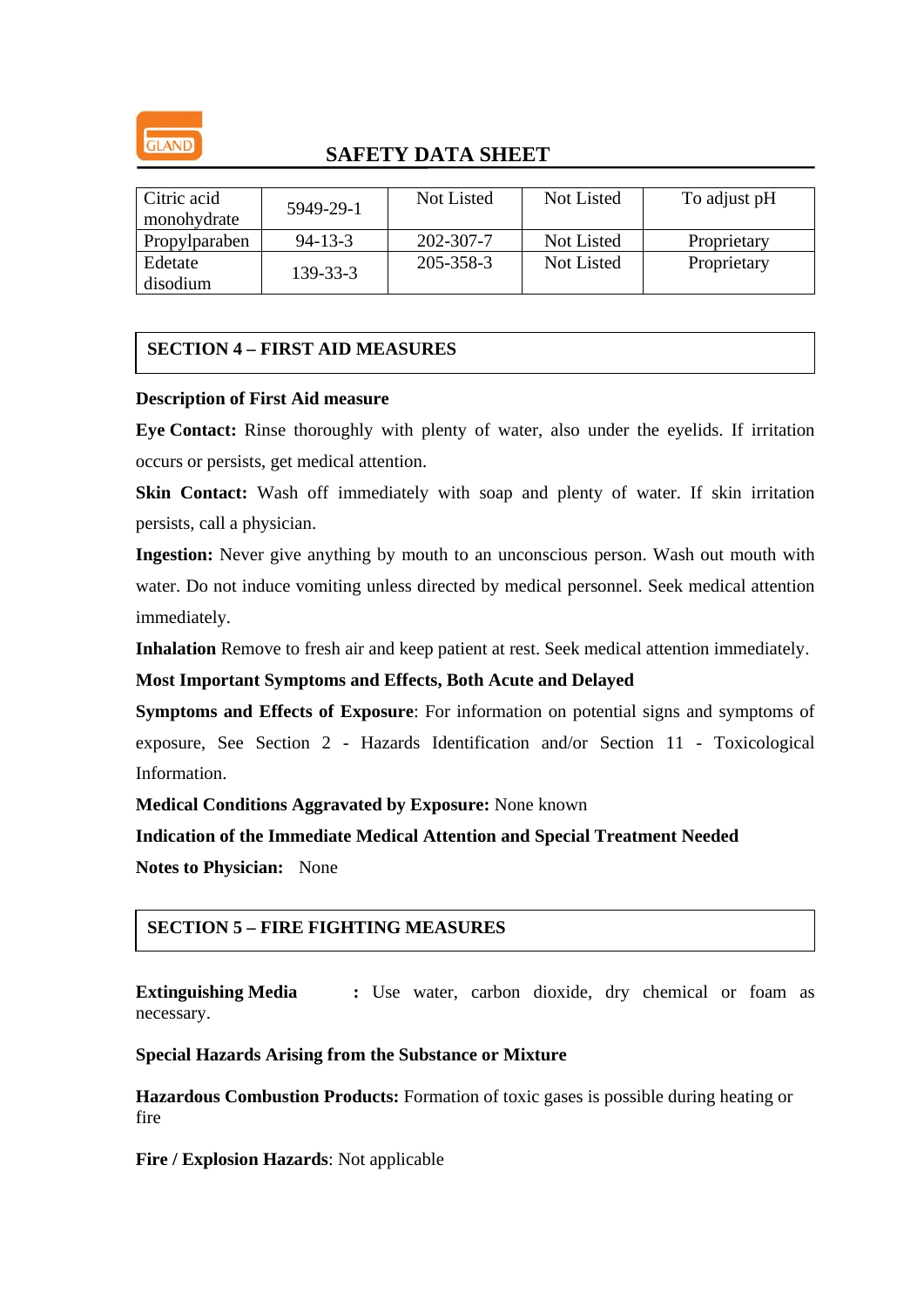| Citric acid monohydrate | 5949-29-1 | Not Listed | Not Listed | To adjust pH |
|---|---|---|---|---|
| Propylparaben | 94-13-3 | 202-307-7 | Not Listed | Proprietary |
| Edetate disodium | 139-33-3 | 205-358-3 | Not Listed | Proprietary |

## SECTION 4 – FIRST AID MEASURES

**Description of First Aid measure**

**Eye Contact:** Rinse thoroughly with plenty of water, also under the eyelids. If irritation occurs or persists, get medical attention.

**Skin Contact:** Wash off immediately with soap and plenty of water. If skin irritation persists, call a physician.

**Ingestion:** Never give anything by mouth to an unconscious person. Wash out mouth with water. Do not induce vomiting unless directed by medical personnel. Seek medical attention immediately.

**Inhalation** Remove to fresh air and keep patient at rest. Seek medical attention immediately.

**Most Important Symptoms and Effects, Both Acute and Delayed**

**Symptoms and Effects of Exposure**: For information on potential signs and symptoms of exposure, See Section 2 - Hazards Identification and/or Section 11 - Toxicological Information.

**Medical Conditions Aggravated by Exposure:** None known

**Indication of the Immediate Medical Attention and Special Treatment Needed**

**Notes to Physician:** None

## SECTION 5 – FIRE FIGHTING MEASURES

**Extinguishing Media** : Use water, carbon dioxide, dry chemical or foam as necessary.

**Special Hazards Arising from the Substance or Mixture**

**Hazardous Combustion Products:** Formation of toxic gases is possible during heating or fire

**Fire / Explosion Hazards**: Not applicable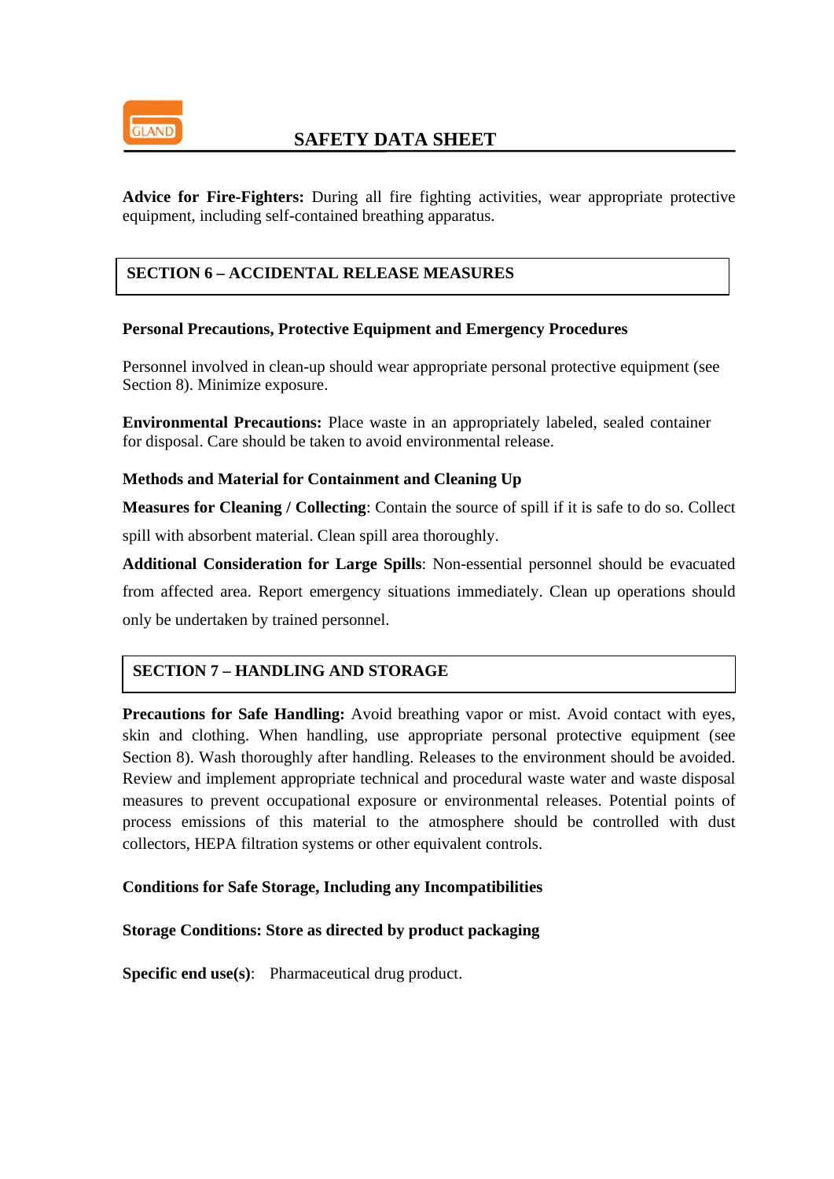**Advice for Fire-Fighters:** During all fire fighting activities, wear appropriate protective equipment, including self-contained breathing apparatus.

## SECTION 6 – ACCIDENTAL RELEASE MEASURES

**Personal Precautions, Protective Equipment and Emergency Procedures**

Personnel involved in clean-up should wear appropriate personal protective equipment (see Section 8). Minimize exposure.

**Environmental Precautions:** Place waste in an appropriately labeled, sealed container for disposal. Care should be taken to avoid environmental release.

**Methods and Material for Containment and Cleaning Up**

**Measures for Cleaning / Collecting**: Contain the source of spill if it is safe to do so. Collect spill with absorbent material. Clean spill area thoroughly.

**Additional Consideration for Large Spills**: Non-essential personnel should be evacuated from affected area. Report emergency situations immediately. Clean up operations should only be undertaken by trained personnel.

## SECTION 7 – HANDLING AND STORAGE

**Precautions for Safe Handling:** Avoid breathing vapor or mist. Avoid contact with eyes, skin and clothing. When handling, use appropriate personal protective equipment (see Section 8). Wash thoroughly after handling. Releases to the environment should be avoided. Review and implement appropriate technical and procedural waste water and waste disposal measures to prevent occupational exposure or environmental releases. Potential points of process emissions of this material to the atmosphere should be controlled with dust collectors, HEPA filtration systems or other equivalent controls.

**Conditions for Safe Storage, Including any Incompatibilities**

**Storage Conditions: Store as directed by product packaging**

**Specific end use(s)**: Pharmaceutical drug product.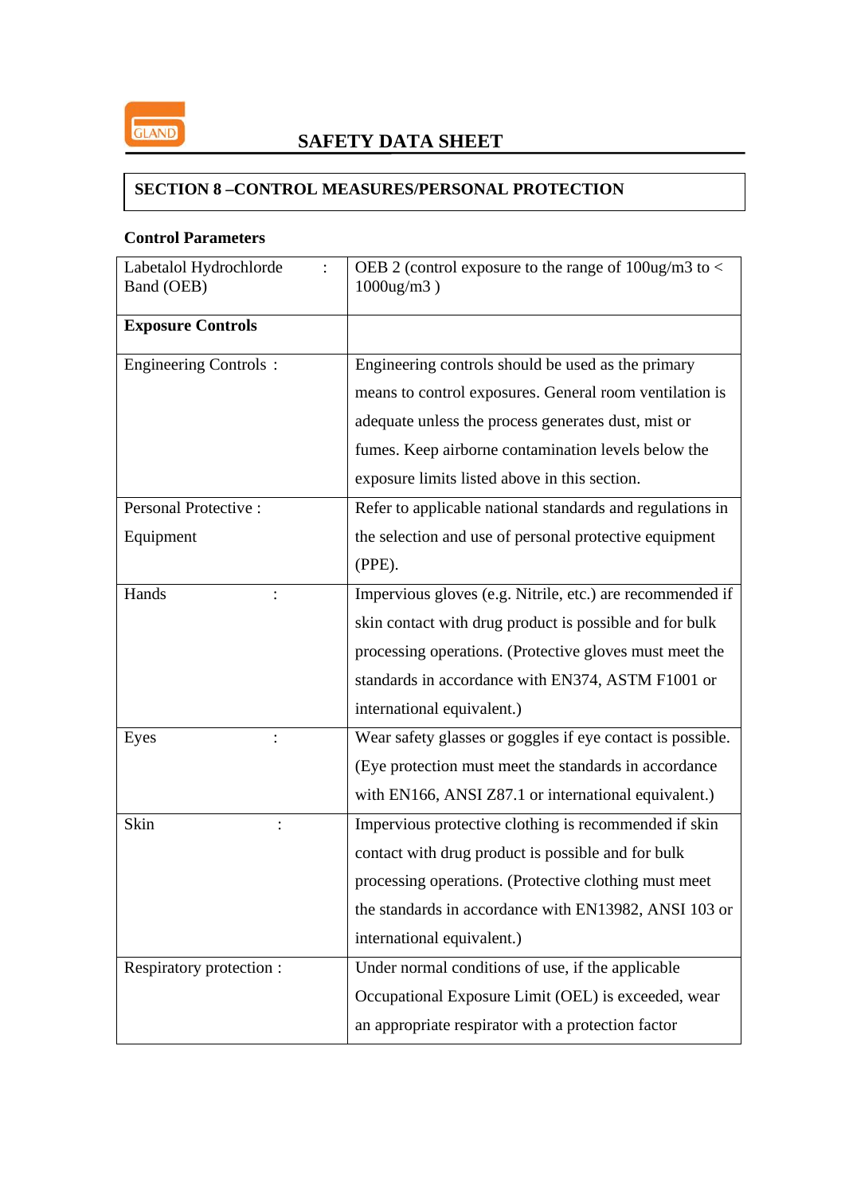# SAFETY DATA SHEET

## SECTION 8 –CONTROL MEASURES/PERSONAL PROTECTION

**Control Parameters**

| Labetalol Hydrochlorde Band (OEB) : | OEB 2 (control exposure to the range of 100ug/m3 to < 1000ug/m3 ) |
|---|---|
| **Exposure Controls** | |
| Engineering Controls : | Engineering controls should be used as the primary means to control exposures. General room ventilation is adequate unless the process generates dust, mist or fumes. Keep airborne contamination levels below the exposure limits listed above in this section. |
| Personal Protective : Equipment | Refer to applicable national standards and regulations in the selection and use of personal protective equipment (PPE). |
| Hands : | Impervious gloves (e.g. Nitrile, etc.) are recommended if skin contact with drug product is possible and for bulk processing operations. (Protective gloves must meet the standards in accordance with EN374, ASTM F1001 or international equivalent.) |
| Eyes : | Wear safety glasses or goggles if eye contact is possible. (Eye protection must meet the standards in accordance with EN166, ANSI Z87.1 or international equivalent.) |
| Skin : | Impervious protective clothing is recommended if skin contact with drug product is possible and for bulk processing operations. (Protective clothing must meet the standards in accordance with EN13982, ANSI 103 or international equivalent.) |
| Respiratory protection : | Under normal conditions of use, if the applicable Occupational Exposure Limit (OEL) is exceeded, wear an appropriate respirator with a protection factor |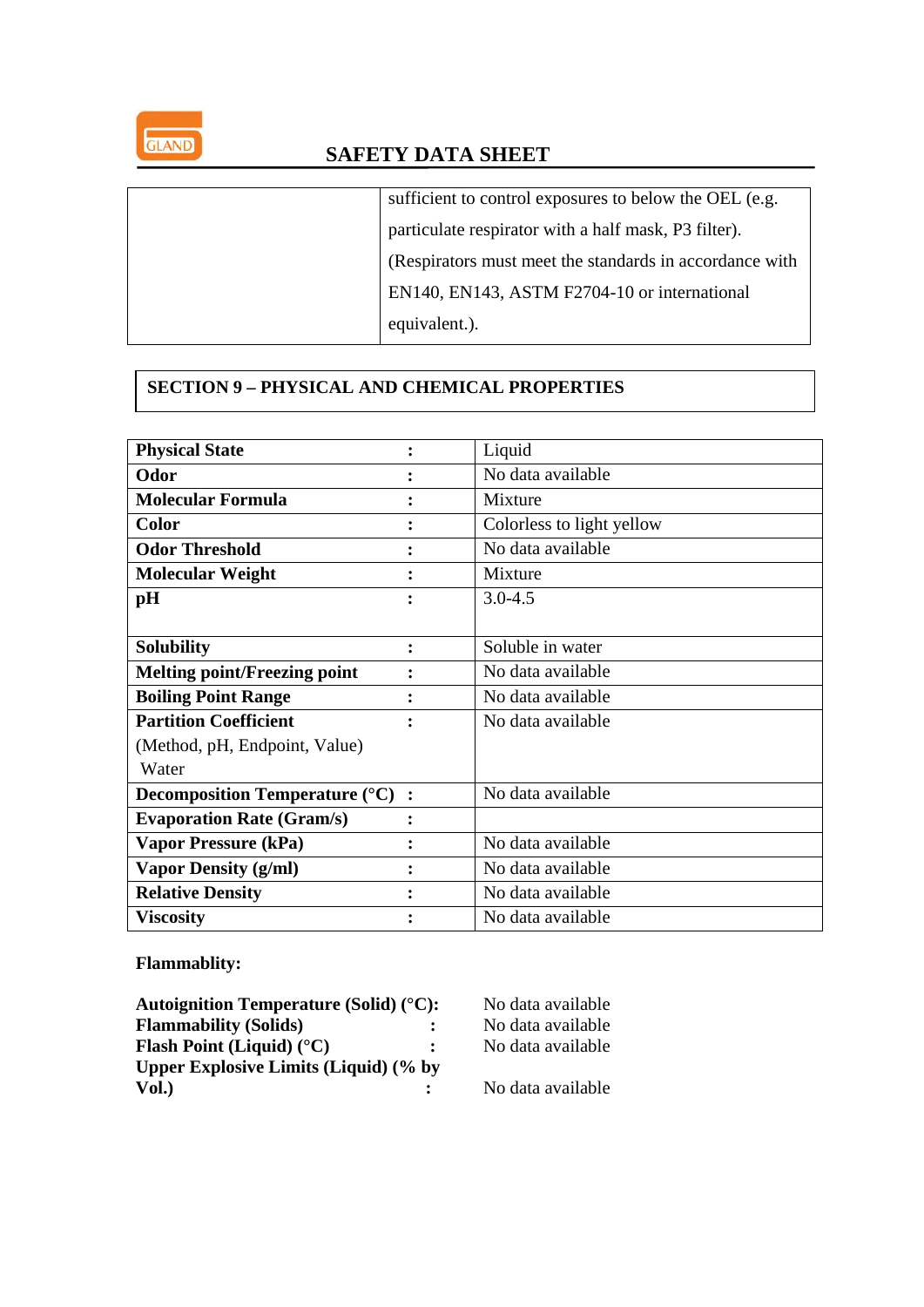| | sufficient to control exposures to below the OEL (e.g. particulate respirator with a half mask, P3 filter). (Respirators must meet the standards in accordance with EN140, EN143, ASTM F2704-10 or international equivalent.). |
|---|---|

## SECTION 9 – PHYSICAL AND CHEMICAL PROPERTIES

| | | |
|---|---|---|
| **Physical State** | **:** | Liquid |
| **Odor** | **:** | No data available |
| **Molecular Formula** | **:** | Mixture |
| **Color** | **:** | Colorless to light yellow |
| **Odor Threshold** | **:** | No data available |
| **Molecular Weight** | **:** | Mixture |
| **pH** | **:** | 3.0-4.5 |
| **Solubility** | **:** | Soluble in water |
| **Melting point/Freezing point** | **:** | No data available |
| **Boiling Point Range** | **:** | No data available |
| **Partition Coefficient** (Method, pH, Endpoint, Value) Water | **:** | No data available |
| **Decomposition Temperature (°C)** | **:** | No data available |
| **Evaporation Rate (Gram/s)** | **:** | |
| **Vapor Pressure (kPa)** | **:** | No data available |
| **Vapor Density (g/ml)** | **:** | No data available |
| **Relative Density** | **:** | No data available |
| **Viscosity** | **:** | No data available |

**Flammablity:**

**Autoignition Temperature (Solid) (°C):** No data available
**Flammability (Solids) :** No data available
**Flash Point (Liquid) (°C) :** No data available
**Upper Explosive Limits (Liquid) (% by Vol.) :** No data available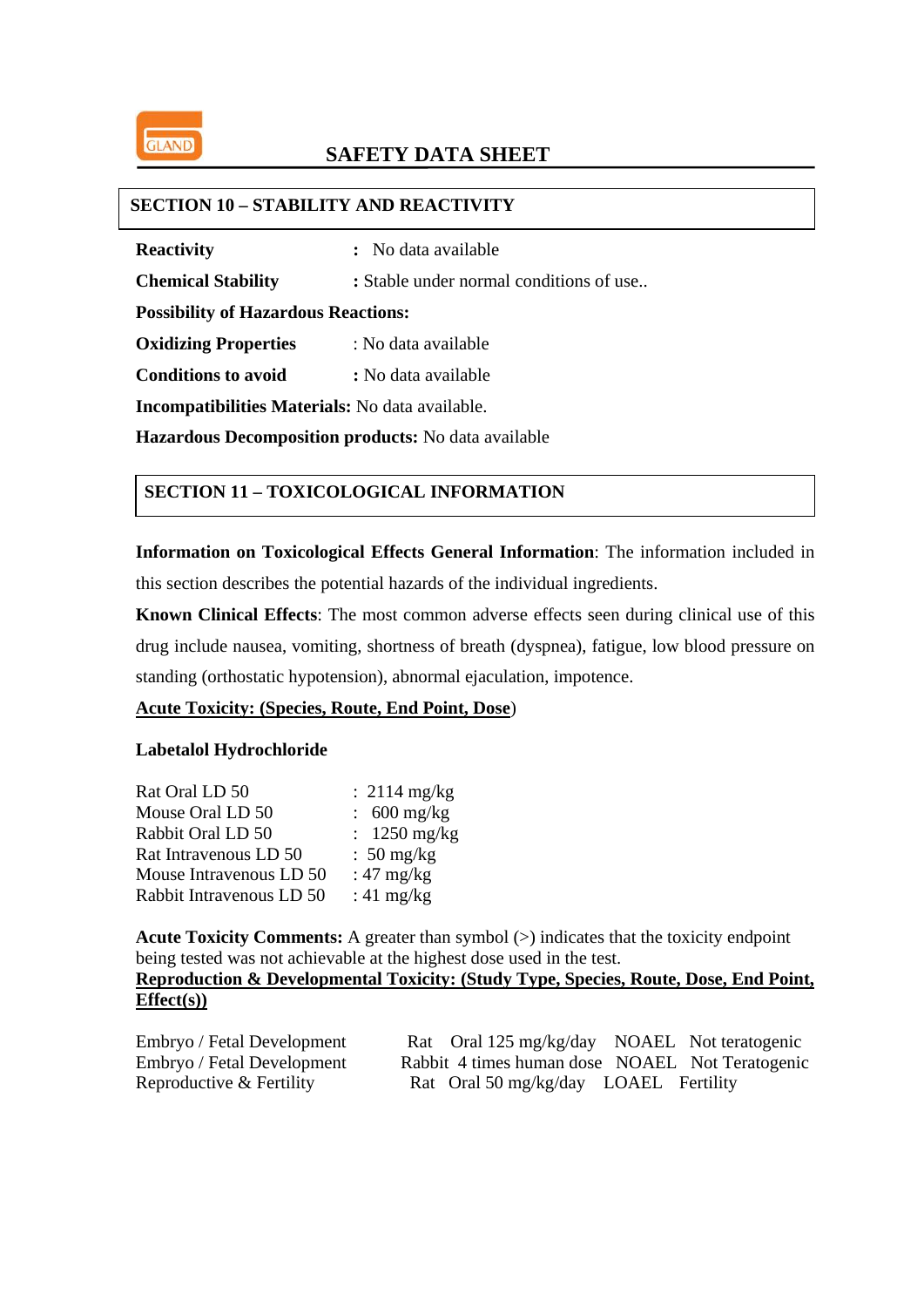## SECTION 10 – STABILITY AND REACTIVITY

**Reactivity** : No data available

**Chemical Stability** : Stable under normal conditions of use..

**Possibility of Hazardous Reactions:**

**Oxidizing Properties** : No data available

**Conditions to avoid** : No data available

**Incompatibilities Materials:** No data available.

**Hazardous Decomposition products:** No data available

## SECTION 11 – TOXICOLOGICAL INFORMATION

**Information on Toxicological Effects General Information**: The information included in this section describes the potential hazards of the individual ingredients.

**Known Clinical Effects**: The most common adverse effects seen during clinical use of this drug include nausea, vomiting, shortness of breath (dyspnea), fatigue, low blood pressure on standing (orthostatic hypotension), abnormal ejaculation, impotence.

**Acute Toxicity: (Species, Route, End Point, Dose)**

**Labetalol Hydrochloride**

| | |
|---|---|
| Rat Oral LD 50 | : 2114 mg/kg |
| Mouse Oral LD 50 | : 600 mg/kg |
| Rabbit Oral LD 50 | : 1250 mg/kg |
| Rat Intravenous LD 50 | : 50 mg/kg |
| Mouse Intravenous LD 50 | : 47 mg/kg |
| Rabbit Intravenous LD 50 | : 41 mg/kg |

**Acute Toxicity Comments:** A greater than symbol (>) indicates that the toxicity endpoint being tested was not achievable at the highest dose used in the test.

**Reproduction & Developmental Toxicity: (Study Type, Species, Route, Dose, End Point, Effect(s))**

| | | | | |
|---|---|---|---|---|
| Embryo / Fetal Development | Rat | Oral 125 mg/kg/day | NOAEL | Not teratogenic |
| Embryo / Fetal Development | Rabbit | 4 times human dose | NOAEL | Not Teratogenic |
| Reproductive & Fertility | Rat | Oral 50 mg/kg/day | LOAEL | Fertility |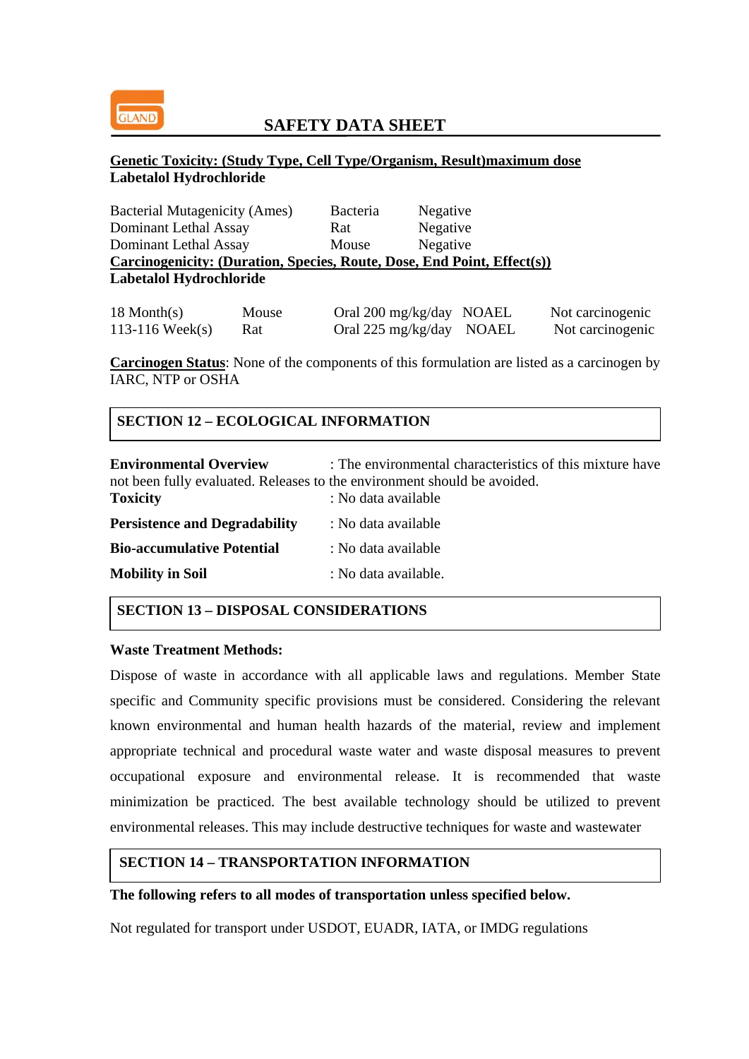**Genetic Toxicity: (Study Type, Cell Type/Organism, Result)maximum dose**
**Labetalol Hydrochloride**

| | | |
|---|---|---|
| Bacterial Mutagenicity (Ames) | Bacteria | Negative |
| Dominant Lethal Assay | Rat | Negative |
| Dominant Lethal Assay | Mouse | Negative |

**Carcinogenicity: (Duration, Species, Route, Dose, End Point, Effect(s))**
**Labetalol Hydrochloride**

| | | | | |
|---|---|---|---|---|
| 18 Month(s) | Mouse | Oral 200 mg/kg/day | NOAEL | Not carcinogenic |
| 113-116 Week(s) | Rat | Oral 225 mg/kg/day | NOAEL | Not carcinogenic |

**Carcinogen Status**: None of the components of this formulation are listed as a carcinogen by IARC, NTP or OSHA

## SECTION 12 – ECOLOGICAL INFORMATION

**Environmental Overview** : The environmental characteristics of this mixture have not been fully evaluated. Releases to the environment should be avoided.

**Toxicity** : No data available

**Persistence and Degradability** : No data available

**Bio-accumulative Potential** : No data available

**Mobility in Soil** : No data available.

## SECTION 13 – DISPOSAL CONSIDERATIONS

**Waste Treatment Methods:**

Dispose of waste in accordance with all applicable laws and regulations. Member State specific and Community specific provisions must be considered. Considering the relevant known environmental and human health hazards of the material, review and implement appropriate technical and procedural waste water and waste disposal measures to prevent occupational exposure and environmental release. It is recommended that waste minimization be practiced. The best available technology should be utilized to prevent environmental releases. This may include destructive techniques for waste and wastewater

## SECTION 14 – TRANSPORTATION INFORMATION

**The following refers to all modes of transportation unless specified below.**

Not regulated for transport under USDOT, EUADR, IATA, or IMDG regulations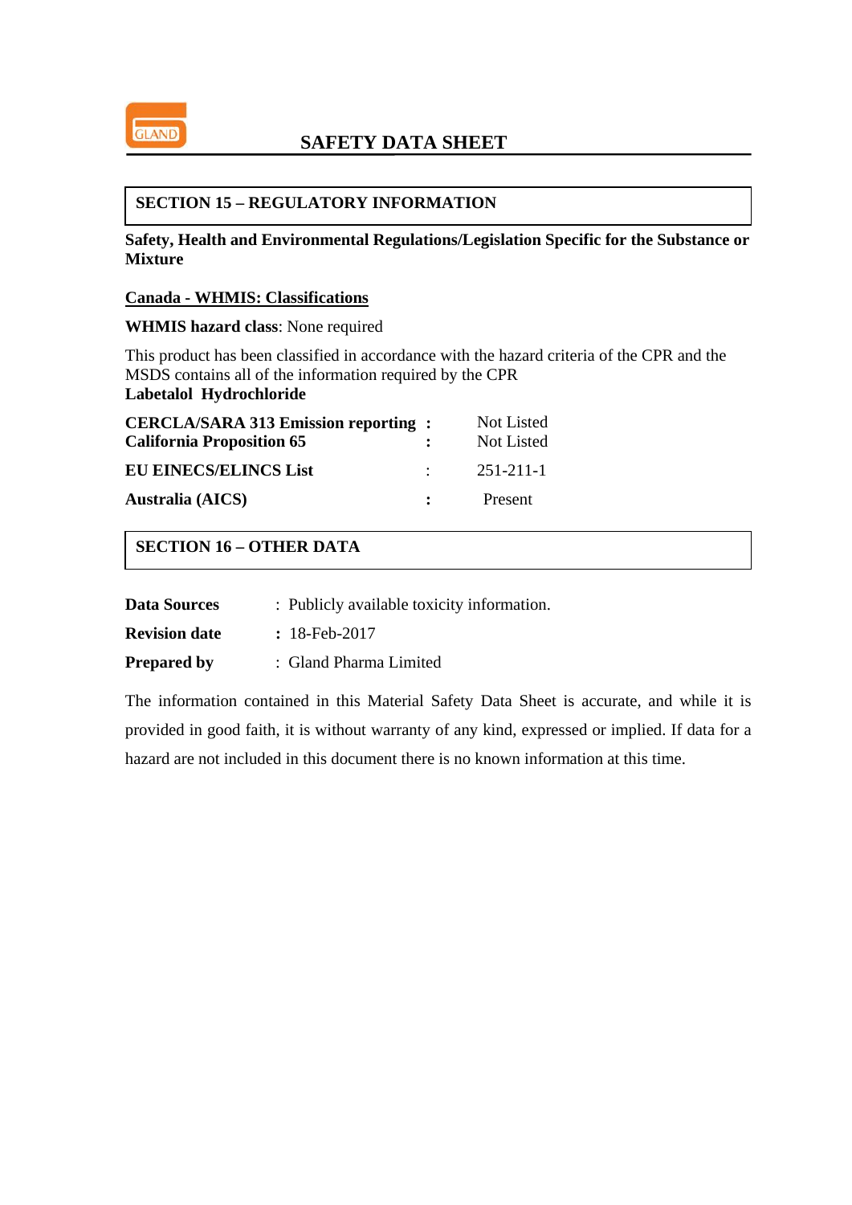## SECTION 15 – REGULATORY INFORMATION

**Safety, Health and Environmental Regulations/Legislation Specific for the Substance or Mixture**

**Canada - WHMIS: Classifications**

**WHMIS hazard class**: None required

This product has been classified in accordance with the hazard criteria of the CPR and the MSDS contains all of the information required by the CPR

**Labetalol Hydrochloride**

| | | |
|---|---|---|
| **CERCLA/SARA 313 Emission reporting** | **:** | Not Listed |
| **California Proposition 65** | **:** | Not Listed |
| **EU EINECS/ELINCS List** | : | 251-211-1 |
| **Australia (AICS)** | **:** | Present |

## SECTION 16 – OTHER DATA

| | | |
|---|---|---|
| **Data Sources** | : | Publicly available toxicity information. |
| **Revision date** | **:** | 18-Feb-2017 |
| **Prepared by** | : | Gland Pharma Limited |

The information contained in this Material Safety Data Sheet is accurate, and while it is provided in good faith, it is without warranty of any kind, expressed or implied. If data for a hazard are not included in this document there is no known information at this time.